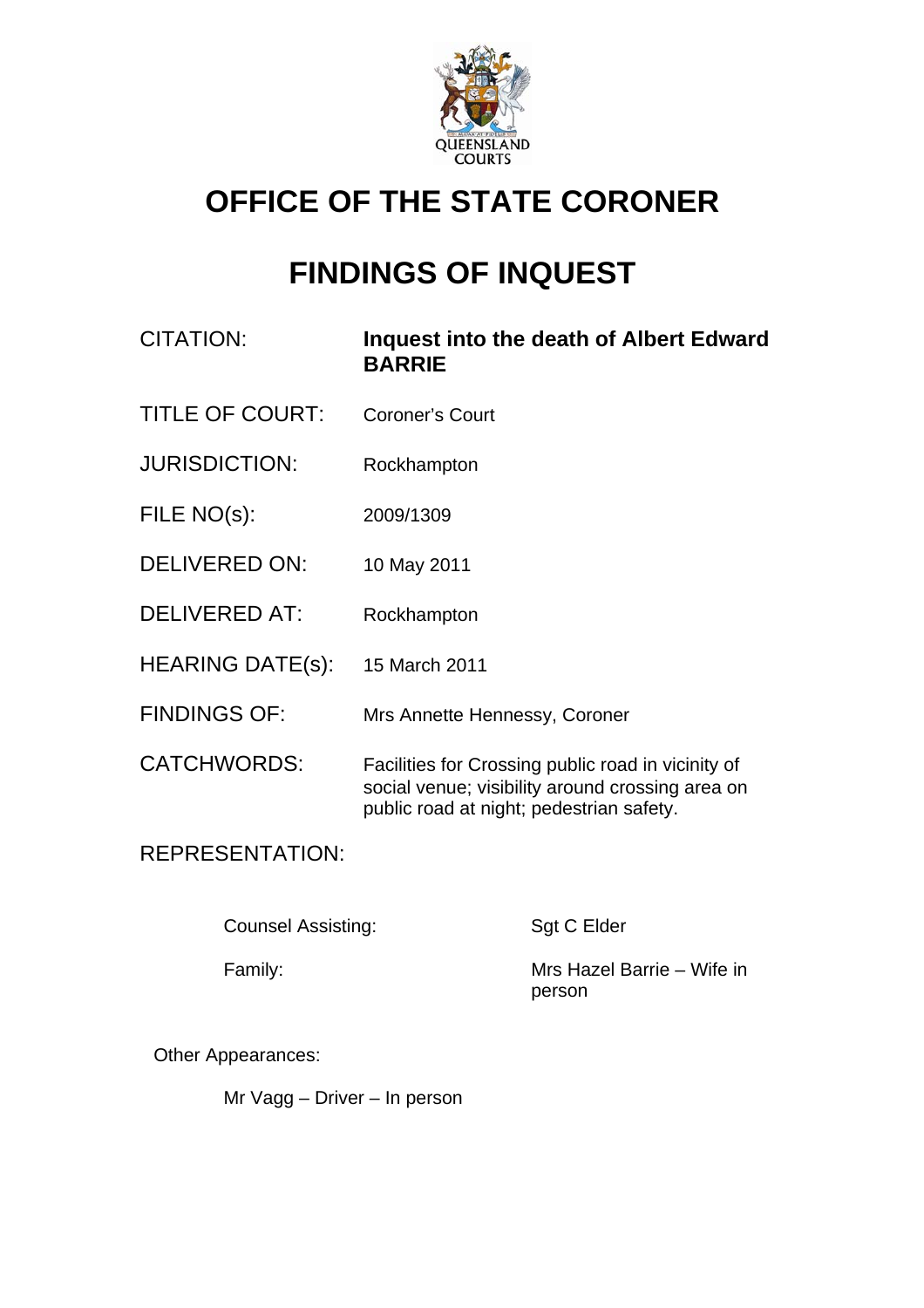QUEENSLAND COURTS

# OFFICE OF THE STATE CORONER

# FINDINGS OF INQUEST

| | |
|---|---|
| CITATION: | **Inquest into the death of Albert Edward BARRIE** |
| TITLE OF COURT: | Coroner's Court |
| JURISDICTION: | Rockhampton |
| FILE NO(s): | 2009/1309 |
| DELIVERED ON: | 10 May 2011 |
| DELIVERED AT: | Rockhampton |
| HEARING DATE(s): | 15 March 2011 |
| FINDINGS OF: | Mrs Annette Hennessy, Coroner |
| CATCHWORDS: | Facilities for Crossing public road in vicinity of social venue; visibility around crossing area on public road at night; pedestrian safety. |

REPRESENTATION:

| | |
|---|---|
| Counsel Assisting: | Sgt C Elder |
| Family: | Mrs Hazel Barrie – Wife in person |

Other Appearances:

Mr Vagg – Driver – In person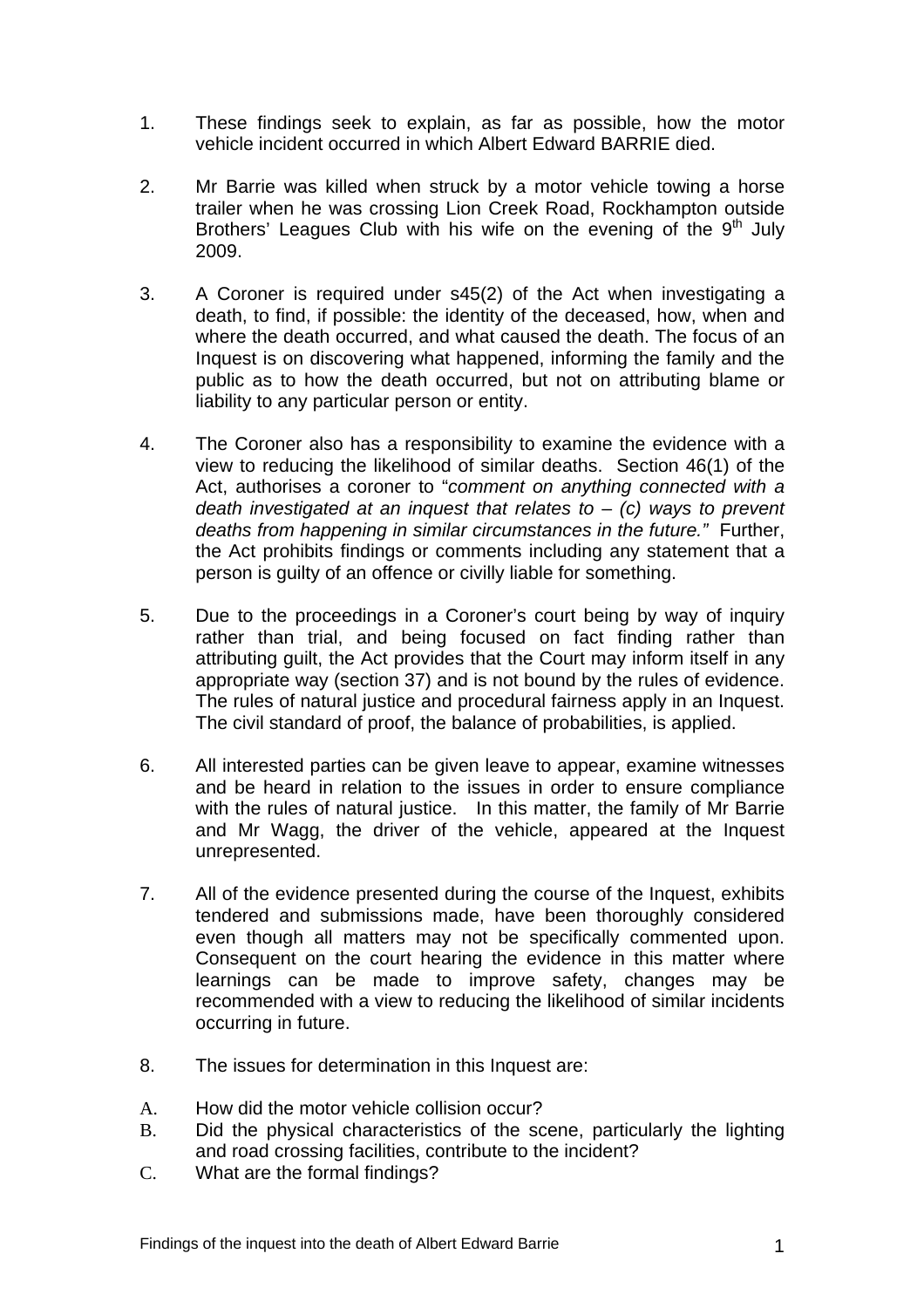1. These findings seek to explain, as far as possible, how the motor vehicle incident occurred in which Albert Edward BARRIE died.

2. Mr Barrie was killed when struck by a motor vehicle towing a horse trailer when he was crossing Lion Creek Road, Rockhampton outside Brothers' Leagues Club with his wife on the evening of the 9th July 2009.

3. A Coroner is required under s45(2) of the Act when investigating a death, to find, if possible: the identity of the deceased, how, when and where the death occurred, and what caused the death. The focus of an Inquest is on discovering what happened, informing the family and the public as to how the death occurred, but not on attributing blame or liability to any particular person or entity.

4. The Coroner also has a responsibility to examine the evidence with a view to reducing the likelihood of similar deaths. Section 46(1) of the Act, authorises a coroner to "*comment on anything connected with a death investigated at an inquest that relates to – (c) ways to prevent deaths from happening in similar circumstances in the future.*" Further, the Act prohibits findings or comments including any statement that a person is guilty of an offence or civilly liable for something.

5. Due to the proceedings in a Coroner's court being by way of inquiry rather than trial, and being focused on fact finding rather than attributing guilt, the Act provides that the Court may inform itself in any appropriate way (section 37) and is not bound by the rules of evidence. The rules of natural justice and procedural fairness apply in an Inquest. The civil standard of proof, the balance of probabilities, is applied.

6. All interested parties can be given leave to appear, examine witnesses and be heard in relation to the issues in order to ensure compliance with the rules of natural justice. In this matter, the family of Mr Barrie and Mr Wagg, the driver of the vehicle, appeared at the Inquest unrepresented.

7. All of the evidence presented during the course of the Inquest, exhibits tendered and submissions made, have been thoroughly considered even though all matters may not be specifically commented upon. Consequent on the court hearing the evidence in this matter where learnings can be made to improve safety, changes may be recommended with a view to reducing the likelihood of similar incidents occurring in future.

8. The issues for determination in this Inquest are:

A. How did the motor vehicle collision occur?
B. Did the physical characteristics of the scene, particularly the lighting and road crossing facilities, contribute to the incident?
C. What are the formal findings?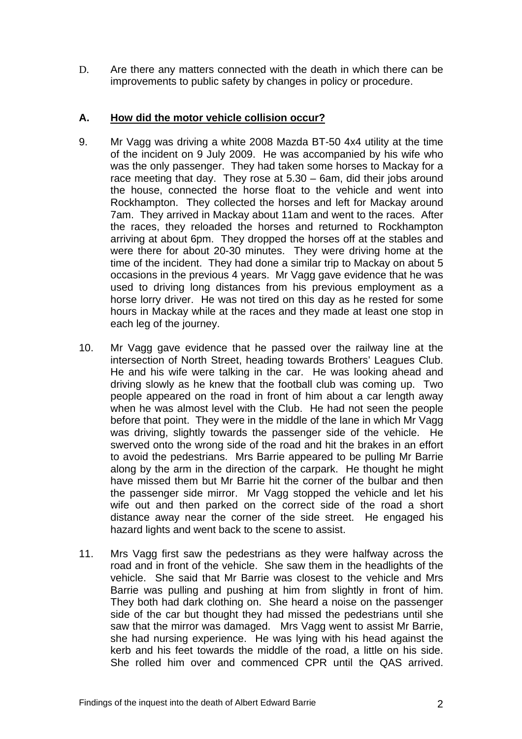D. Are there any matters connected with the death in which there can be improvements to public safety by changes in policy or procedure.

## A. <u>How did the motor vehicle collision occur?</u>

9. Mr Vagg was driving a white 2008 Mazda BT-50 4x4 utility at the time of the incident on 9 July 2009. He was accompanied by his wife who was the only passenger. They had taken some horses to Mackay for a race meeting that day. They rose at 5.30 – 6am, did their jobs around the house, connected the horse float to the vehicle and went into Rockhampton. They collected the horses and left for Mackay around 7am. They arrived in Mackay about 11am and went to the races. After the races, they reloaded the horses and returned to Rockhampton arriving at about 6pm. They dropped the horses off at the stables and were there for about 20-30 minutes. They were driving home at the time of the incident. They had done a similar trip to Mackay on about 5 occasions in the previous 4 years. Mr Vagg gave evidence that he was used to driving long distances from his previous employment as a horse lorry driver. He was not tired on this day as he rested for some hours in Mackay while at the races and they made at least one stop in each leg of the journey.

10. Mr Vagg gave evidence that he passed over the railway line at the intersection of North Street, heading towards Brothers' Leagues Club. He and his wife were talking in the car. He was looking ahead and driving slowly as he knew that the football club was coming up. Two people appeared on the road in front of him about a car length away when he was almost level with the Club. He had not seen the people before that point. They were in the middle of the lane in which Mr Vagg was driving, slightly towards the passenger side of the vehicle. He swerved onto the wrong side of the road and hit the brakes in an effort to avoid the pedestrians. Mrs Barrie appeared to be pulling Mr Barrie along by the arm in the direction of the carpark. He thought he might have missed them but Mr Barrie hit the corner of the bulbar and then the passenger side mirror. Mr Vagg stopped the vehicle and let his wife out and then parked on the correct side of the road a short distance away near the corner of the side street. He engaged his hazard lights and went back to the scene to assist.

11. Mrs Vagg first saw the pedestrians as they were halfway across the road and in front of the vehicle. She saw them in the headlights of the vehicle. She said that Mr Barrie was closest to the vehicle and Mrs Barrie was pulling and pushing at him from slightly in front of him. They both had dark clothing on. She heard a noise on the passenger side of the car but thought they had missed the pedestrians until she saw that the mirror was damaged. Mrs Vagg went to assist Mr Barrie, she had nursing experience. He was lying with his head against the kerb and his feet towards the middle of the road, a little on his side. She rolled him over and commenced CPR until the QAS arrived.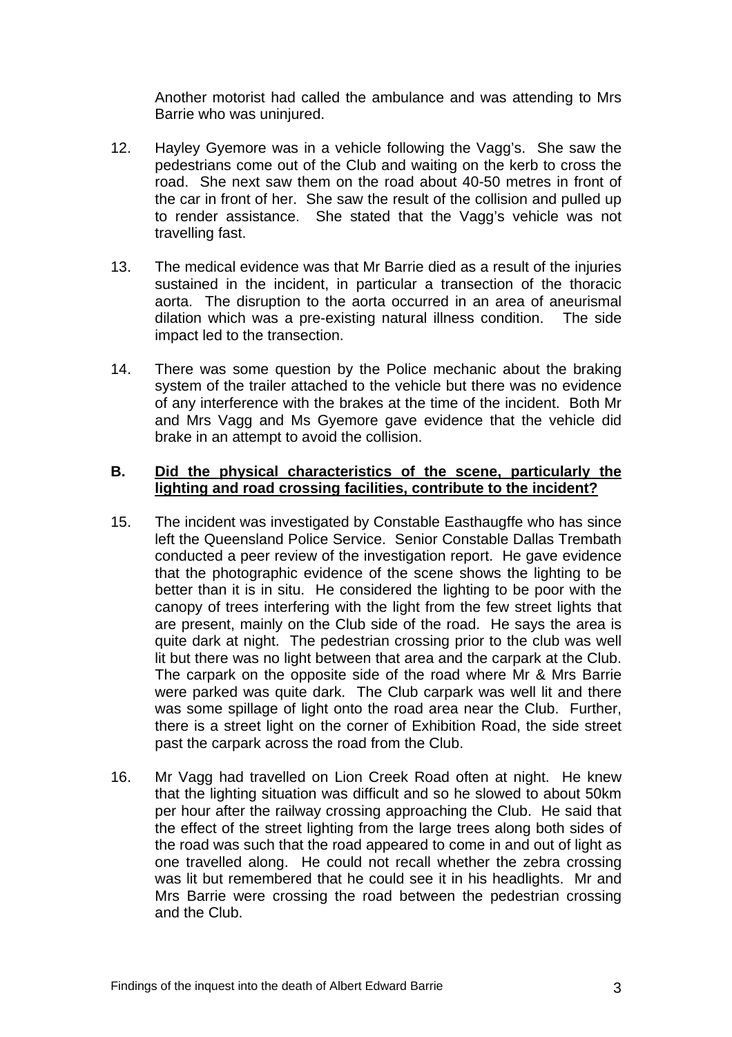Another motorist had called the ambulance and was attending to Mrs Barrie who was uninjured.

12. Hayley Gyemore was in a vehicle following the Vagg's. She saw the pedestrians come out of the Club and waiting on the kerb to cross the road. She next saw them on the road about 40-50 metres in front of the car in front of her. She saw the result of the collision and pulled up to render assistance. She stated that the Vagg's vehicle was not travelling fast.

13. The medical evidence was that Mr Barrie died as a result of the injuries sustained in the incident, in particular a transection of the thoracic aorta. The disruption to the aorta occurred in an area of aneurismal dilation which was a pre-existing natural illness condition. The side impact led to the transection.

14. There was some question by the Police mechanic about the braking system of the trailer attached to the vehicle but there was no evidence of any interference with the brakes at the time of the incident. Both Mr and Mrs Vagg and Ms Gyemore gave evidence that the vehicle did brake in an attempt to avoid the collision.

## B. Did the physical characteristics of the scene, particularly the lighting and road crossing facilities, contribute to the incident?

15. The incident was investigated by Constable Easthaugffe who has since left the Queensland Police Service. Senior Constable Dallas Trembath conducted a peer review of the investigation report. He gave evidence that the photographic evidence of the scene shows the lighting to be better than it is in situ. He considered the lighting to be poor with the canopy of trees interfering with the light from the few street lights that are present, mainly on the Club side of the road. He says the area is quite dark at night. The pedestrian crossing prior to the club was well lit but there was no light between that area and the carpark at the Club. The carpark on the opposite side of the road where Mr & Mrs Barrie were parked was quite dark. The Club carpark was well lit and there was some spillage of light onto the road area near the Club. Further, there is a street light on the corner of Exhibition Road, the side street past the carpark across the road from the Club.

16. Mr Vagg had travelled on Lion Creek Road often at night. He knew that the lighting situation was difficult and so he slowed to about 50km per hour after the railway crossing approaching the Club. He said that the effect of the street lighting from the large trees along both sides of the road was such that the road appeared to come in and out of light as one travelled along. He could not recall whether the zebra crossing was lit but remembered that he could see it in his headlights. Mr and Mrs Barrie were crossing the road between the pedestrian crossing and the Club.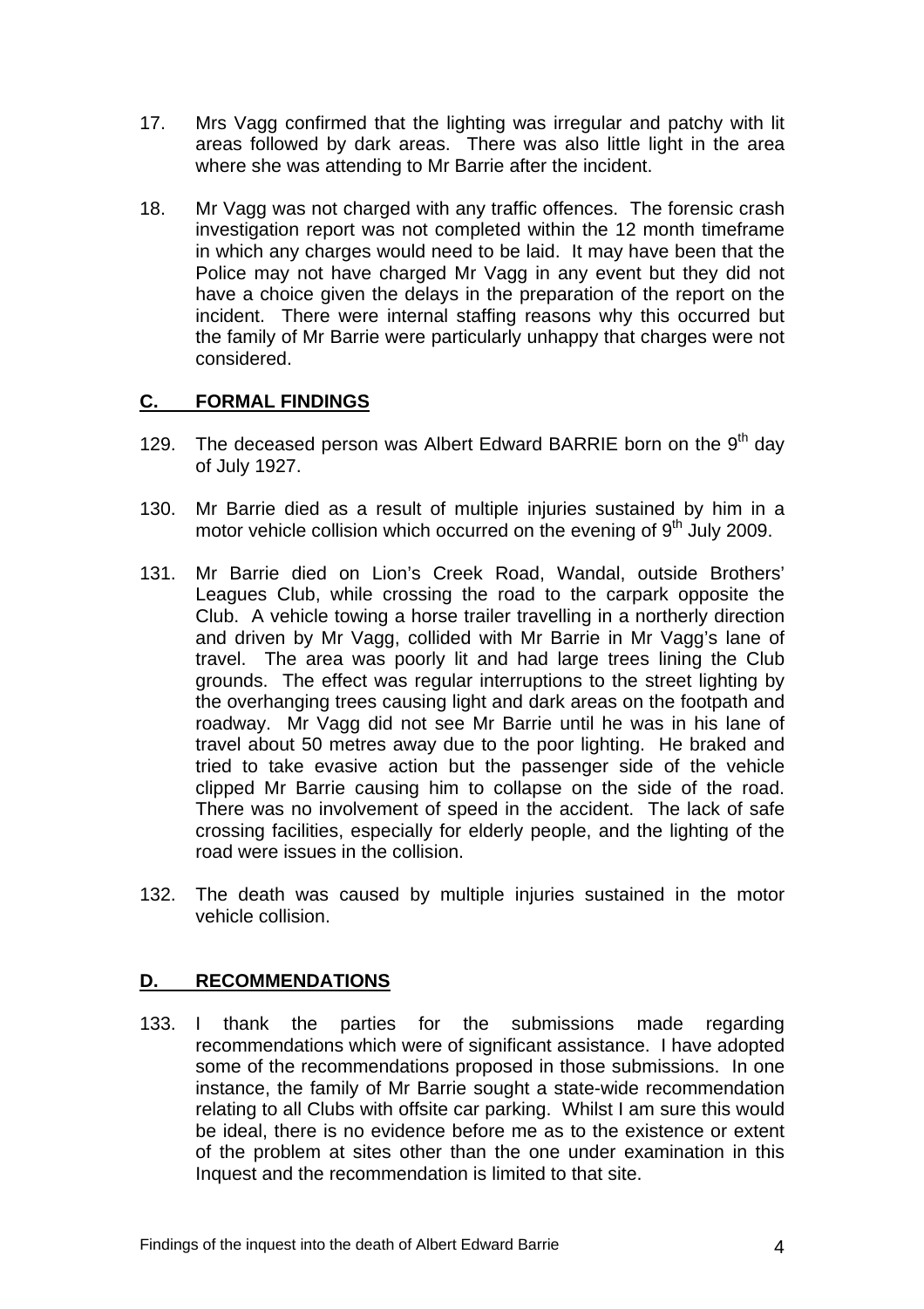17. Mrs Vagg confirmed that the lighting was irregular and patchy with lit areas followed by dark areas. There was also little light in the area where she was attending to Mr Barrie after the incident.

18. Mr Vagg was not charged with any traffic offences. The forensic crash investigation report was not completed within the 12 month timeframe in which any charges would need to be laid. It may have been that the Police may not have charged Mr Vagg in any event but they did not have a choice given the delays in the preparation of the report on the incident. There were internal staffing reasons why this occurred but the family of Mr Barrie were particularly unhappy that charges were not considered.

## C. FORMAL FINDINGS

129. The deceased person was Albert Edward BARRIE born on the 9th day of July 1927.

130. Mr Barrie died as a result of multiple injuries sustained by him in a motor vehicle collision which occurred on the evening of 9th July 2009.

131. Mr Barrie died on Lion's Creek Road, Wandal, outside Brothers' Leagues Club, while crossing the road to the carpark opposite the Club. A vehicle towing a horse trailer travelling in a northerly direction and driven by Mr Vagg, collided with Mr Barrie in Mr Vagg's lane of travel. The area was poorly lit and had large trees lining the Club grounds. The effect was regular interruptions to the street lighting by the overhanging trees causing light and dark areas on the footpath and roadway. Mr Vagg did not see Mr Barrie until he was in his lane of travel about 50 metres away due to the poor lighting. He braked and tried to take evasive action but the passenger side of the vehicle clipped Mr Barrie causing him to collapse on the side of the road. There was no involvement of speed in the accident. The lack of safe crossing facilities, especially for elderly people, and the lighting of the road were issues in the collision.

132. The death was caused by multiple injuries sustained in the motor vehicle collision.

## D. RECOMMENDATIONS

133. I thank the parties for the submissions made regarding recommendations which were of significant assistance. I have adopted some of the recommendations proposed in those submissions. In one instance, the family of Mr Barrie sought a state-wide recommendation relating to all Clubs with offsite car parking. Whilst I am sure this would be ideal, there is no evidence before me as to the existence or extent of the problem at sites other than the one under examination in this Inquest and the recommendation is limited to that site.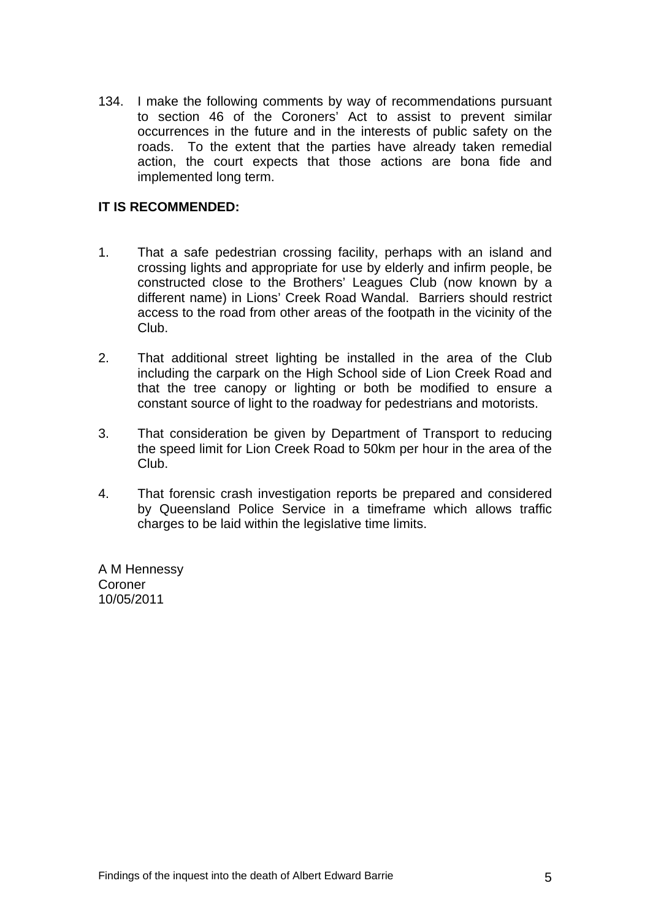134. I make the following comments by way of recommendations pursuant to section 46 of the Coroners' Act to assist to prevent similar occurrences in the future and in the interests of public safety on the roads. To the extent that the parties have already taken remedial action, the court expects that those actions are bona fide and implemented long term.

**IT IS RECOMMENDED:**

1. That a safe pedestrian crossing facility, perhaps with an island and crossing lights and appropriate for use by elderly and infirm people, be constructed close to the Brothers' Leagues Club (now known by a different name) in Lions' Creek Road Wandal. Barriers should restrict access to the road from other areas of the footpath in the vicinity of the Club.

2. That additional street lighting be installed in the area of the Club including the carpark on the High School side of Lion Creek Road and that the tree canopy or lighting or both be modified to ensure a constant source of light to the roadway for pedestrians and motorists.

3. That consideration be given by Department of Transport to reducing the speed limit for Lion Creek Road to 50km per hour in the area of the Club.

4. That forensic crash investigation reports be prepared and considered by Queensland Police Service in a timeframe which allows traffic charges to be laid within the legislative time limits.

A M Hennessy
Coroner
10/05/2011